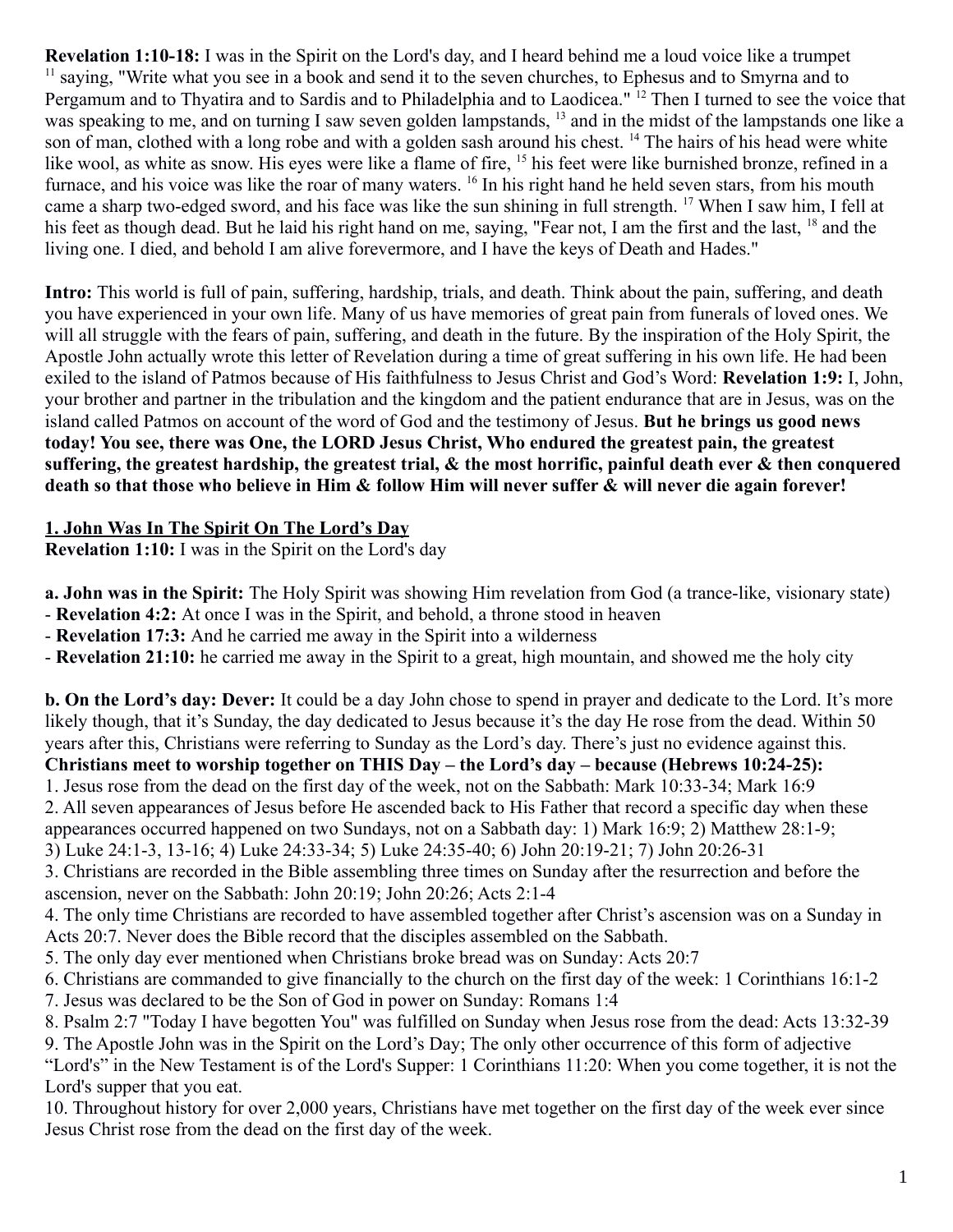**Revelation 1:10-18:** I was in the Spirit on the Lord's day, and I heard behind me a loud voice like a trumpet [11] saying, "Write what you see in a book and send it to the seven churches, to Ephesus and to Smyrna and to Pergamum and to Thyatira and to Sardis and to Philadelphia and to Laodicea." [12] Then I turned to see the voice that was speaking to me, and on turning I saw seven golden lampstands, [13] and in the midst of the lampstands one like a son of man, clothed with a long robe and with a golden sash around his chest. [14] The hairs of his head were white like wool, as white as snow. His eyes were like a flame of fire, [15] his feet were like burnished bronze, refined in a furnace, and his voice was like the roar of many waters. [16] In his right hand he held seven stars, from his mouth came a sharp two-edged sword, and his face was like the sun shining in full strength. [17] When I saw him, I fell at his feet as though dead. But he laid his right hand on me, saying, "Fear not, I am the first and the last, [18] and the living one. I died, and behold I am alive forevermore, and I have the keys of Death and Hades."

**Intro:** This world is full of pain, suffering, hardship, trials, and death. Think about the pain, suffering, and death you have experienced in your own life. Many of us have memories of great pain from funerals of loved ones. We will all struggle with the fears of pain, suffering, and death in the future. By the inspiration of the Holy Spirit, the Apostle John actually wrote this letter of Revelation during a time of great suffering in his own life. He had been exiled to the island of Patmos because of His faithfulness to Jesus Christ and God's Word: **Revelation 1:9:** I, John, your brother and partner in the tribulation and the kingdom and the patient endurance that are in Jesus, was on the island called Patmos on account of the word of God and the testimony of Jesus. **But he brings us good news today! You see, there was One, the LORD Jesus Christ, Who endured the greatest pain, the greatest suffering, the greatest hardship, the greatest trial, & the most horrific, painful death ever & then conquered death so that those who believe in Him & follow Him will never suffer & will never die again forever!**

## 1. John Was In The Spirit On The Lord's Day

**Revelation 1:10:** I was in the Spirit on the Lord's day

**a. John was in the Spirit:** The Holy Spirit was showing Him revelation from God (a trance-like, visionary state)

- **Revelation 4:2:** At once I was in the Spirit, and behold, a throne stood in heaven
- **Revelation 17:3:** And he carried me away in the Spirit into a wilderness
- **Revelation 21:10:** he carried me away in the Spirit to a great, high mountain, and showed me the holy city

**b. On the Lord's day: Dever:** It could be a day John chose to spend in prayer and dedicate to the Lord. It's more likely though, that it's Sunday, the day dedicated to Jesus because it's the day He rose from the dead. Within 50 years after this, Christians were referring to Sunday as the Lord's day. There's just no evidence against this.

**Christians meet to worship together on THIS Day – the Lord's day – because (Hebrews 10:24-25):**

1. Jesus rose from the dead on the first day of the week, not on the Sabbath: Mark 10:33-34; Mark 16:9
2. All seven appearances of Jesus before He ascended back to His Father that record a specific day when these appearances occurred happened on two Sundays, not on a Sabbath day: 1) Mark 16:9; 2) Matthew 28:1-9; 3) Luke 24:1-3, 13-16; 4) Luke 24:33-34; 5) Luke 24:35-40; 6) John 20:19-21; 7) John 20:26-31
3. Christians are recorded in the Bible assembling three times on Sunday after the resurrection and before the ascension, never on the Sabbath: John 20:19; John 20:26; Acts 2:1-4
4. The only time Christians are recorded to have assembled together after Christ's ascension was on a Sunday in Acts 20:7. Never does the Bible record that the disciples assembled on the Sabbath.
5. The only day ever mentioned when Christians broke bread was on Sunday: Acts 20:7
6. Christians are commanded to give financially to the church on the first day of the week: 1 Corinthians 16:1-2
7. Jesus was declared to be the Son of God in power on Sunday: Romans 1:4
8. Psalm 2:7 "Today I have begotten You" was fulfilled on Sunday when Jesus rose from the dead: Acts 13:32-39
9. The Apostle John was in the Spirit on the Lord's Day; The only other occurrence of this form of adjective "Lord's" in the New Testament is of the Lord's Supper: 1 Corinthians 11:20: When you come together, it is not the Lord's supper that you eat.
10. Throughout history for over 2,000 years, Christians have met together on the first day of the week ever since Jesus Christ rose from the dead on the first day of the week.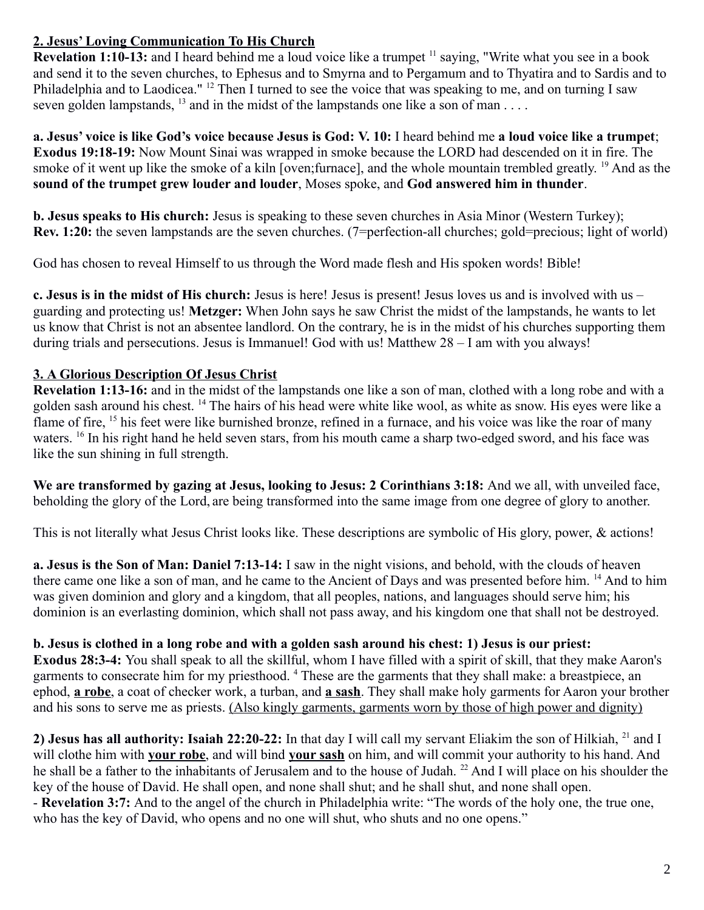## 2. Jesus' Loving Communication To His Church

**Revelation 1:10-13:** and I heard behind me a loud voice like a trumpet [11] saying, "Write what you see in a book and send it to the seven churches, to Ephesus and to Smyrna and to Pergamum and to Thyatira and to Sardis and to Philadelphia and to Laodicea." [12] Then I turned to see the voice that was speaking to me, and on turning I saw seven golden lampstands, [13] and in the midst of the lampstands one like a son of man . . . .

**a. Jesus' voice is like God's voice because Jesus is God: V. 10:** I heard behind me **a loud voice like a trumpet**;
**Exodus 19:18-19:** Now Mount Sinai was wrapped in smoke because the LORD had descended on it in fire. The smoke of it went up like the smoke of a kiln [oven;furnace], and the whole mountain trembled greatly. [19] And as the **sound of the trumpet grew louder and louder**, Moses spoke, and **God answered him in thunder**.

**b. Jesus speaks to His church:** Jesus is speaking to these seven churches in Asia Minor (Western Turkey);
**Rev. 1:20:** the seven lampstands are the seven churches. (7=perfection-all churches; gold=precious; light of world)

God has chosen to reveal Himself to us through the Word made flesh and His spoken words! Bible!

**c. Jesus is in the midst of His church:** Jesus is here! Jesus is present! Jesus loves us and is involved with us – guarding and protecting us! **Metzger:** When John says he saw Christ the midst of the lampstands, he wants to let us know that Christ is not an absentee landlord. On the contrary, he is in the midst of his churches supporting them during trials and persecutions. Jesus is Immanuel! God with us! Matthew 28 – I am with you always!

## 3. A Glorious Description Of Jesus Christ

**Revelation 1:13-16:** and in the midst of the lampstands one like a son of man, clothed with a long robe and with a golden sash around his chest. [14] The hairs of his head were white like wool, as white as snow. His eyes were like a flame of fire, [15] his feet were like burnished bronze, refined in a furnace, and his voice was like the roar of many waters. [16] In his right hand he held seven stars, from his mouth came a sharp two-edged sword, and his face was like the sun shining in full strength.

**We are transformed by gazing at Jesus, looking to Jesus: 2 Corinthians 3:18:** And we all, with unveiled face, beholding the glory of the Lord, are being transformed into the same image from one degree of glory to another.

This is not literally what Jesus Christ looks like. These descriptions are symbolic of His glory, power, & actions!

**a. Jesus is the Son of Man: Daniel 7:13-14:** I saw in the night visions, and behold, with the clouds of heaven there came one like a son of man, and he came to the Ancient of Days and was presented before him. [14] And to him was given dominion and glory and a kingdom, that all peoples, nations, and languages should serve him; his dominion is an everlasting dominion, which shall not pass away, and his kingdom one that shall not be destroyed.

**b. Jesus is clothed in a long robe and with a golden sash around his chest: 1) Jesus is our priest:**
**Exodus 28:3-4:** You shall speak to all the skillful, whom I have filled with a spirit of skill, that they make Aaron's garments to consecrate him for my priesthood. [4] These are the garments that they shall make: a breastpiece, an ephod, **a robe**, a coat of checker work, a turban, and **a sash**. They shall make holy garments for Aaron your brother and his sons to serve me as priests. (Also kingly garments, garments worn by those of high power and dignity)

**2) Jesus has all authority: Isaiah 22:20-22:** In that day I will call my servant Eliakim the son of Hilkiah, [21] and I will clothe him with **your robe**, and will bind **your sash** on him, and will commit your authority to his hand. And he shall be a father to the inhabitants of Jerusalem and to the house of Judah. [22] And I will place on his shoulder the key of the house of David. He shall open, and none shall shut; and he shall shut, and none shall open.
- **Revelation 3:7:** And to the angel of the church in Philadelphia write: "The words of the holy one, the true one, who has the key of David, who opens and no one will shut, who shuts and no one opens."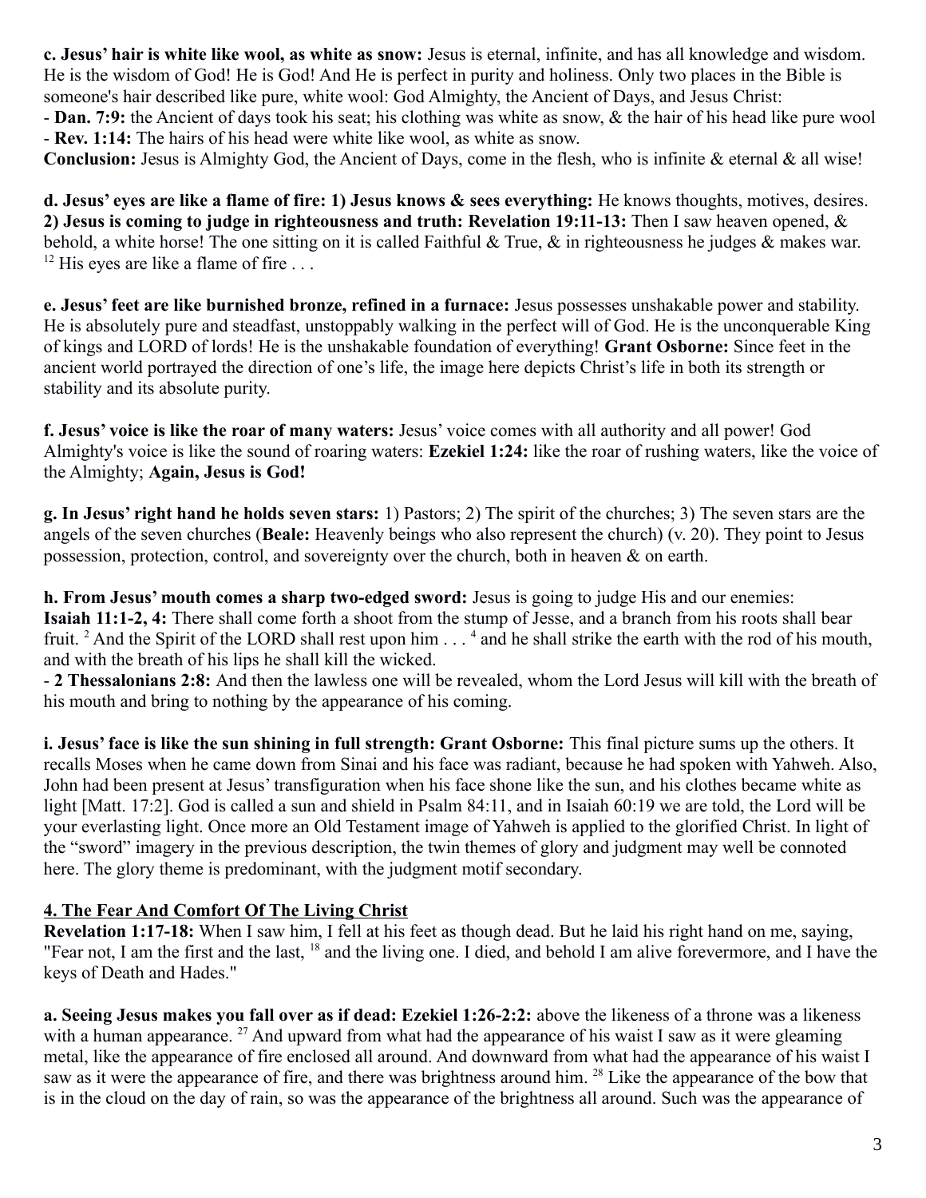**c. Jesus' hair is white like wool, as white as snow:** Jesus is eternal, infinite, and has all knowledge and wisdom. He is the wisdom of God! He is God! And He is perfect in purity and holiness. Only two places in the Bible is someone's hair described like pure, white wool: God Almighty, the Ancient of Days, and Jesus Christ:
- **Dan. 7:9:** the Ancient of days took his seat; his clothing was white as snow, & the hair of his head like pure wool
- **Rev. 1:14:** The hairs of his head were white like wool, as white as snow.

**Conclusion:** Jesus is Almighty God, the Ancient of Days, come in the flesh, who is infinite & eternal & all wise!

**d. Jesus' eyes are like a flame of fire: 1) Jesus knows & sees everything:** He knows thoughts, motives, desires. **2) Jesus is coming to judge in righteousness and truth: Revelation 19:11-13:** Then I saw heaven opened, & behold, a white horse! The one sitting on it is called Faithful & True, & in righteousness he judges & makes war. [12] His eyes are like a flame of fire . . .

**e. Jesus' feet are like burnished bronze, refined in a furnace:** Jesus possesses unshakable power and stability. He is absolutely pure and steadfast, unstoppably walking in the perfect will of God. He is the unconquerable King of kings and LORD of lords! He is the unshakable foundation of everything! **Grant Osborne:** Since feet in the ancient world portrayed the direction of one's life, the image here depicts Christ's life in both its strength or stability and its absolute purity.

**f. Jesus' voice is like the roar of many waters:** Jesus' voice comes with all authority and all power! God Almighty's voice is like the sound of roaring waters: **Ezekiel 1:24:** like the roar of rushing waters, like the voice of the Almighty; **Again, Jesus is God!**

**g. In Jesus' right hand he holds seven stars:** 1) Pastors; 2) The spirit of the churches; 3) The seven stars are the angels of the seven churches (**Beale:** Heavenly beings who also represent the church) (v. 20). They point to Jesus possession, protection, control, and sovereignty over the church, both in heaven & on earth.

**h. From Jesus' mouth comes a sharp two-edged sword:** Jesus is going to judge His and our enemies:
**Isaiah 11:1-2, 4:** There shall come forth a shoot from the stump of Jesse, and a branch from his roots shall bear fruit. [2] And the Spirit of the LORD shall rest upon him . . . [4] and he shall strike the earth with the rod of his mouth, and with the breath of his lips he shall kill the wicked.
- **2 Thessalonians 2:8:** And then the lawless one will be revealed, whom the Lord Jesus will kill with the breath of his mouth and bring to nothing by the appearance of his coming.

**i. Jesus' face is like the sun shining in full strength: Grant Osborne:** This final picture sums up the others. It recalls Moses when he came down from Sinai and his face was radiant, because he had spoken with Yahweh. Also, John had been present at Jesus' transfiguration when his face shone like the sun, and his clothes became white as light [Matt. 17:2]. God is called a sun and shield in Psalm 84:11, and in Isaiah 60:19 we are told, the Lord will be your everlasting light. Once more an Old Testament image of Yahweh is applied to the glorified Christ. In light of the "sword" imagery in the previous description, the twin themes of glory and judgment may well be connoted here. The glory theme is predominant, with the judgment motif secondary.

## 4. The Fear And Comfort Of The Living Christ

**Revelation 1:17-18:** When I saw him, I fell at his feet as though dead. But he laid his right hand on me, saying, "Fear not, I am the first and the last, [18] and the living one. I died, and behold I am alive forevermore, and I have the keys of Death and Hades."

**a. Seeing Jesus makes you fall over as if dead: Ezekiel 1:26-2:2:** above the likeness of a throne was a likeness with a human appearance. [27] And upward from what had the appearance of his waist I saw as it were gleaming metal, like the appearance of fire enclosed all around. And downward from what had the appearance of his waist I saw as it were the appearance of fire, and there was brightness around him. [28] Like the appearance of the bow that is in the cloud on the day of rain, so was the appearance of the brightness all around. Such was the appearance of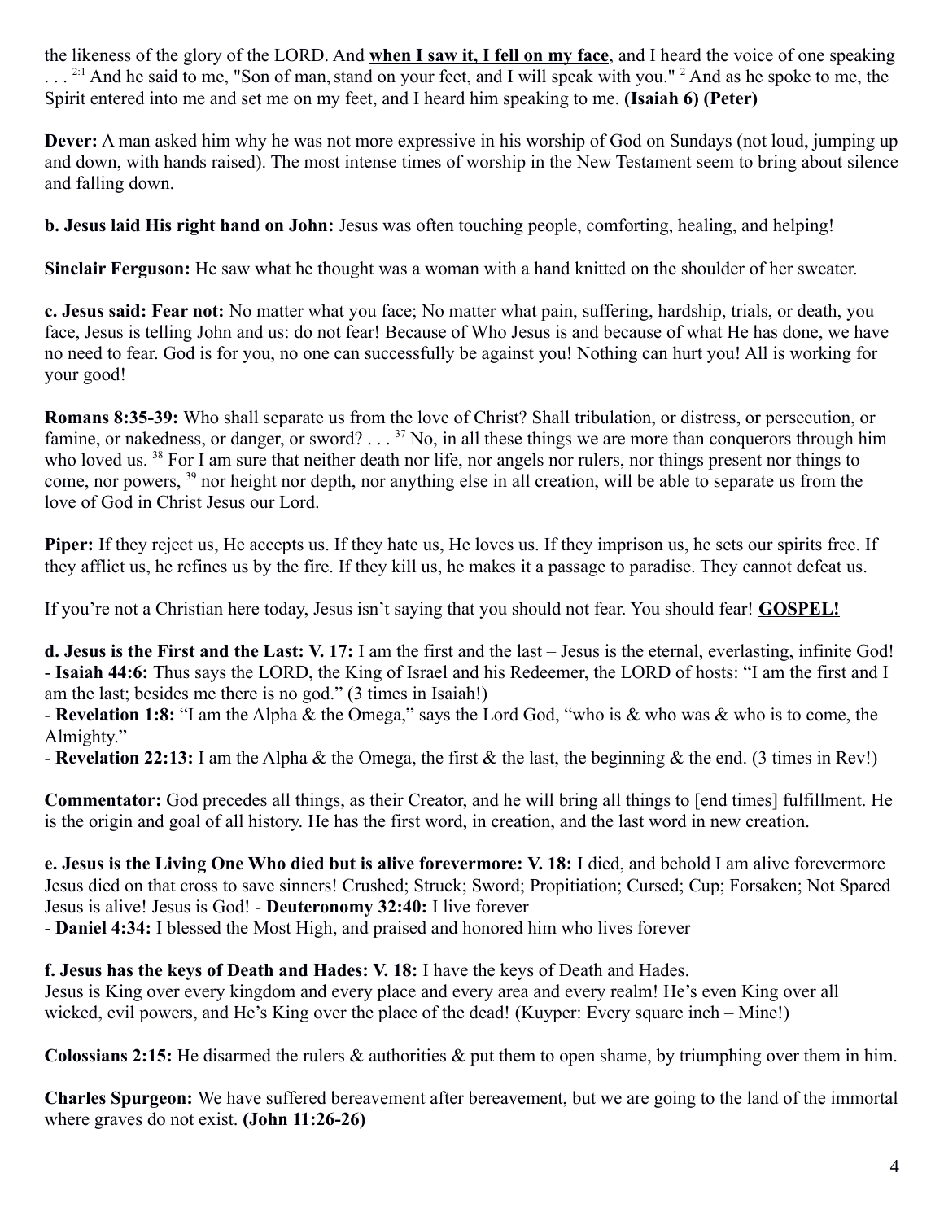the likeness of the glory of the LORD. And **when I saw it, I fell on my face**, and I heard the voice of one speaking . . . [2:1] And he said to me, "Son of man, stand on your feet, and I will speak with you." [2] And as he spoke to me, the Spirit entered into me and set me on my feet, and I heard him speaking to me. **(Isaiah 6) (Peter)**

**Dever:** A man asked him why he was not more expressive in his worship of God on Sundays (not loud, jumping up and down, with hands raised). The most intense times of worship in the New Testament seem to bring about silence and falling down.

**b. Jesus laid His right hand on John:** Jesus was often touching people, comforting, healing, and helping!

**Sinclair Ferguson:** He saw what he thought was a woman with a hand knitted on the shoulder of her sweater.

**c. Jesus said: Fear not:** No matter what you face; No matter what pain, suffering, hardship, trials, or death, you face, Jesus is telling John and us: do not fear! Because of Who Jesus is and because of what He has done, we have no need to fear. God is for you, no one can successfully be against you! Nothing can hurt you! All is working for your good!

**Romans 8:35-39:** Who shall separate us from the love of Christ? Shall tribulation, or distress, or persecution, or famine, or nakedness, or danger, or sword? . . . [37] No, in all these things we are more than conquerors through him who loved us. [38] For I am sure that neither death nor life, nor angels nor rulers, nor things present nor things to come, nor powers, [39] nor height nor depth, nor anything else in all creation, will be able to separate us from the love of God in Christ Jesus our Lord.

**Piper:** If they reject us, He accepts us. If they hate us, He loves us. If they imprison us, he sets our spirits free. If they afflict us, he refines us by the fire. If they kill us, he makes it a passage to paradise. They cannot defeat us.

If you're not a Christian here today, Jesus isn't saying that you should not fear. You should fear! **GOSPEL!**

**d. Jesus is the First and the Last: V. 17:** I am the first and the last – Jesus is the eternal, everlasting, infinite God!
- **Isaiah 44:6:** Thus says the LORD, the King of Israel and his Redeemer, the LORD of hosts: "I am the first and I am the last; besides me there is no god." (3 times in Isaiah!)
- **Revelation 1:8:** "I am the Alpha & the Omega," says the Lord God, "who is & who was & who is to come, the Almighty."
- **Revelation 22:13:** I am the Alpha & the Omega, the first & the last, the beginning & the end. (3 times in Rev!)

**Commentator:** God precedes all things, as their Creator, and he will bring all things to [end times] fulfillment. He is the origin and goal of all history. He has the first word, in creation, and the last word in new creation.

**e. Jesus is the Living One Who died but is alive forevermore: V. 18:** I died, and behold I am alive forevermore
Jesus died on that cross to save sinners! Crushed; Struck; Sword; Propitiation; Cursed; Cup; Forsaken; Not Spared
Jesus is alive! Jesus is God! - **Deuteronomy 32:40:** I live forever
- **Daniel 4:34:** I blessed the Most High, and praised and honored him who lives forever

**f. Jesus has the keys of Death and Hades: V. 18:** I have the keys of Death and Hades.
Jesus is King over every kingdom and every place and every area and every realm! He's even King over all wicked, evil powers, and He's King over the place of the dead! (Kuyper: Every square inch – Mine!)

**Colossians 2:15:** He disarmed the rulers & authorities & put them to open shame, by triumphing over them in him.

**Charles Spurgeon:** We have suffered bereavement after bereavement, but we are going to the land of the immortal where graves do not exist. **(John 11:26-26)**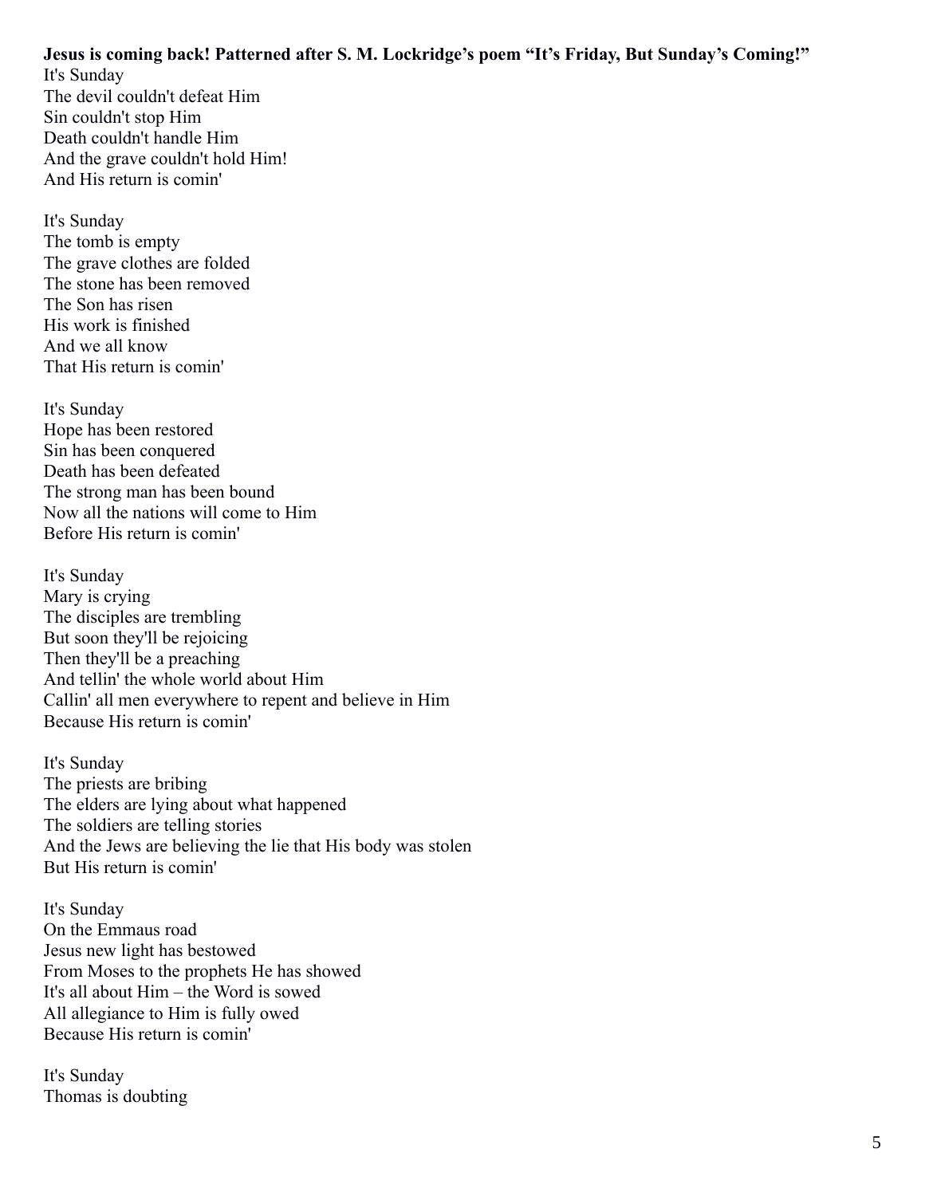**Jesus is coming back! Patterned after S. M. Lockridge's poem "It's Friday, But Sunday's Coming!"**

It's Sunday  
The devil couldn't defeat Him  
Sin couldn't stop Him  
Death couldn't handle Him  
And the grave couldn't hold Him!  
And His return is comin'

It's Sunday  
The tomb is empty  
The grave clothes are folded  
The stone has been removed  
The Son has risen  
His work is finished  
And we all know  
That His return is comin'

It's Sunday  
Hope has been restored  
Sin has been conquered  
Death has been defeated  
The strong man has been bound  
Now all the nations will come to Him  
Before His return is comin'

It's Sunday  
Mary is crying  
The disciples are trembling  
But soon they'll be rejoicing  
Then they'll be a preaching  
And tellin' the whole world about Him  
Callin' all men everywhere to repent and believe in Him  
Because His return is comin'

It's Sunday  
The priests are bribing  
The elders are lying about what happened  
The soldiers are telling stories  
And the Jews are believing the lie that His body was stolen  
But His return is comin'

It's Sunday  
On the Emmaus road  
Jesus new light has bestowed  
From Moses to the prophets He has showed  
It's all about Him – the Word is sowed  
All allegiance to Him is fully owed  
Because His return is comin'

It's Sunday  
Thomas is doubting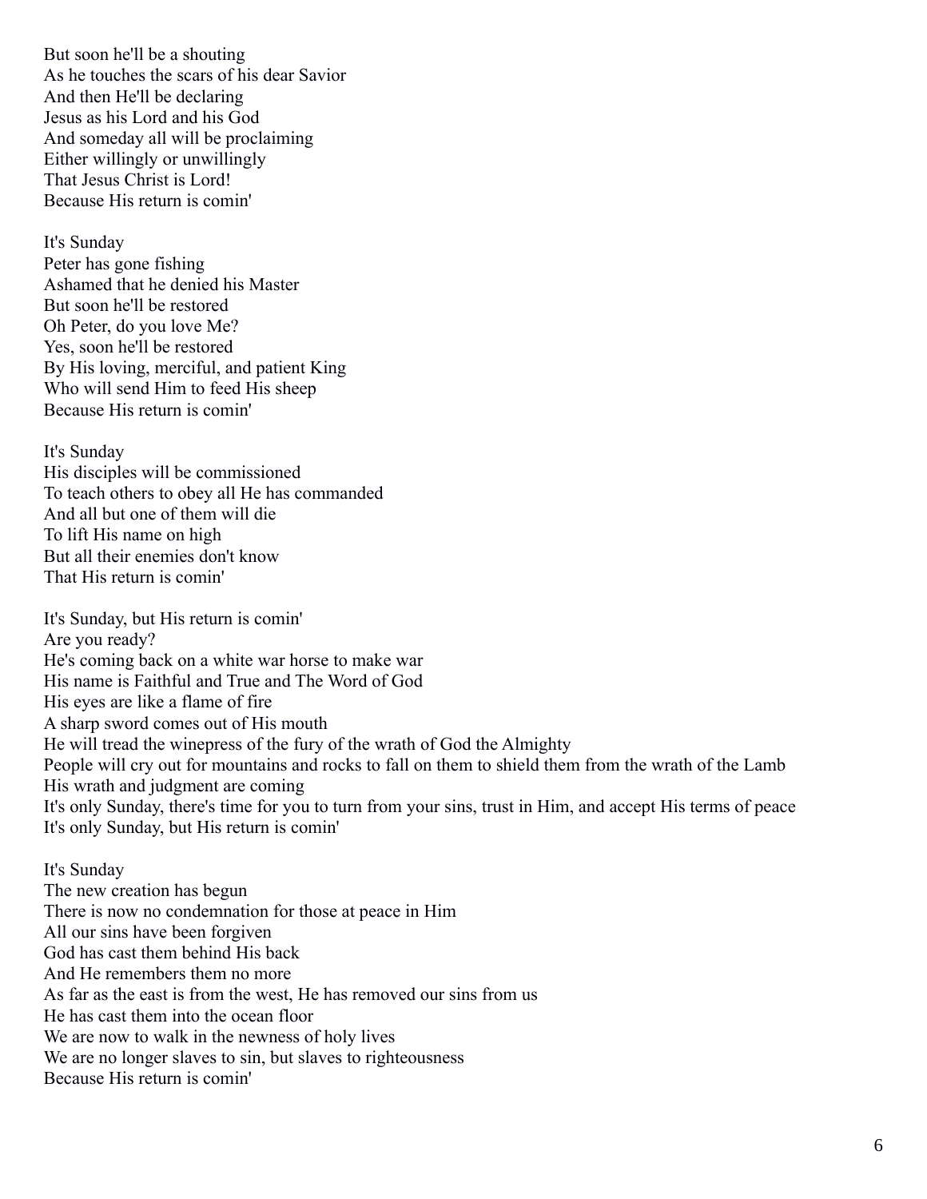But soon he'll be a shouting  
As he touches the scars of his dear Savior  
And then He'll be declaring  
Jesus as his Lord and his God  
And someday all will be proclaiming  
Either willingly or unwillingly  
That Jesus Christ is Lord!  
Because His return is comin'

It's Sunday  
Peter has gone fishing  
Ashamed that he denied his Master  
But soon he'll be restored  
Oh Peter, do you love Me?  
Yes, soon he'll be restored  
By His loving, merciful, and patient King  
Who will send Him to feed His sheep  
Because His return is comin'

It's Sunday  
His disciples will be commissioned  
To teach others to obey all He has commanded  
And all but one of them will die  
To lift His name on high  
But all their enemies don't know  
That His return is comin'

It's Sunday, but His return is comin'  
Are you ready?  
He's coming back on a white war horse to make war  
His name is Faithful and True and The Word of God  
His eyes are like a flame of fire  
A sharp sword comes out of His mouth  
He will tread the winepress of the fury of the wrath of God the Almighty  
People will cry out for mountains and rocks to fall on them to shield them from the wrath of the Lamb  
His wrath and judgment are coming  
It's only Sunday, there's time for you to turn from your sins, trust in Him, and accept His terms of peace  
It's only Sunday, but His return is comin'

It's Sunday  
The new creation has begun  
There is now no condemnation for those at peace in Him  
All our sins have been forgiven  
God has cast them behind His back  
And He remembers them no more  
As far as the east is from the west, He has removed our sins from us  
He has cast them into the ocean floor  
We are now to walk in the newness of holy lives  
We are no longer slaves to sin, but slaves to righteousness  
Because His return is comin'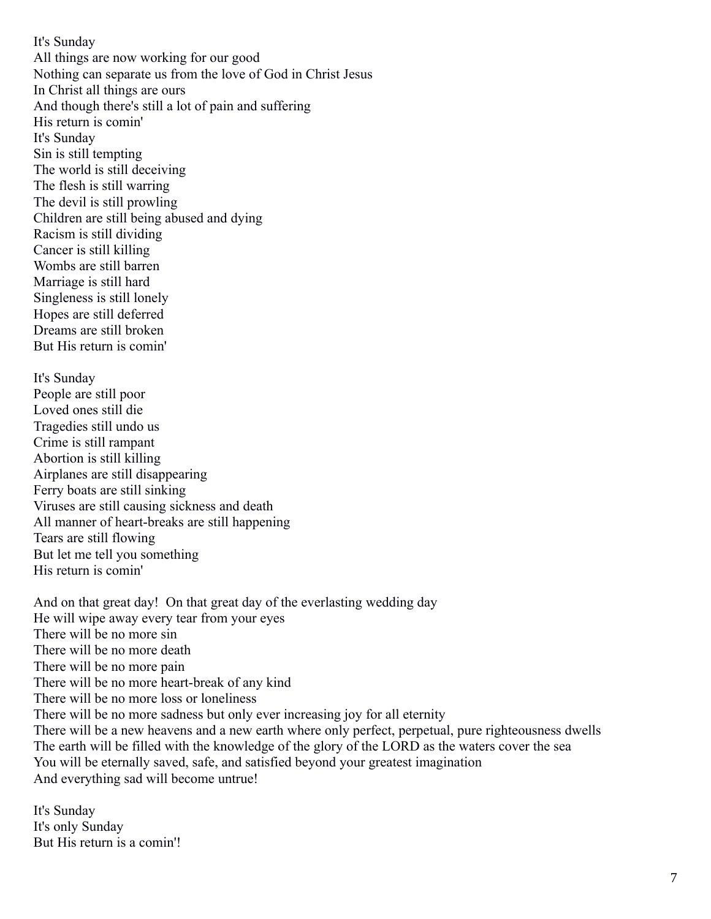It's Sunday
All things are now working for our good
Nothing can separate us from the love of God in Christ Jesus
In Christ all things are ours
And though there's still a lot of pain and suffering
His return is comin'
It's Sunday
Sin is still tempting
The world is still deceiving
The flesh is still warring
The devil is still prowling
Children are still being abused and dying
Racism is still dividing
Cancer is still killing
Wombs are still barren
Marriage is still hard
Singleness is still lonely
Hopes are still deferred
Dreams are still broken
But His return is comin'

It's Sunday
People are still poor
Loved ones still die
Tragedies still undo us
Crime is still rampant
Abortion is still killing
Airplanes are still disappearing
Ferry boats are still sinking
Viruses are still causing sickness and death
All manner of heart-breaks are still happening
Tears are still flowing
But let me tell you something
His return is comin'

And on that great day! On that great day of the everlasting wedding day
He will wipe away every tear from your eyes
There will be no more sin
There will be no more death
There will be no more pain
There will be no more heart-break of any kind
There will be no more loss or loneliness
There will be no more sadness but only ever increasing joy for all eternity
There will be a new heavens and a new earth where only perfect, perpetual, pure righteousness dwells
The earth will be filled with the knowledge of the glory of the LORD as the waters cover the sea
You will be eternally saved, safe, and satisfied beyond your greatest imagination
And everything sad will become untrue!

It's Sunday
It's only Sunday
But His return is a comin'!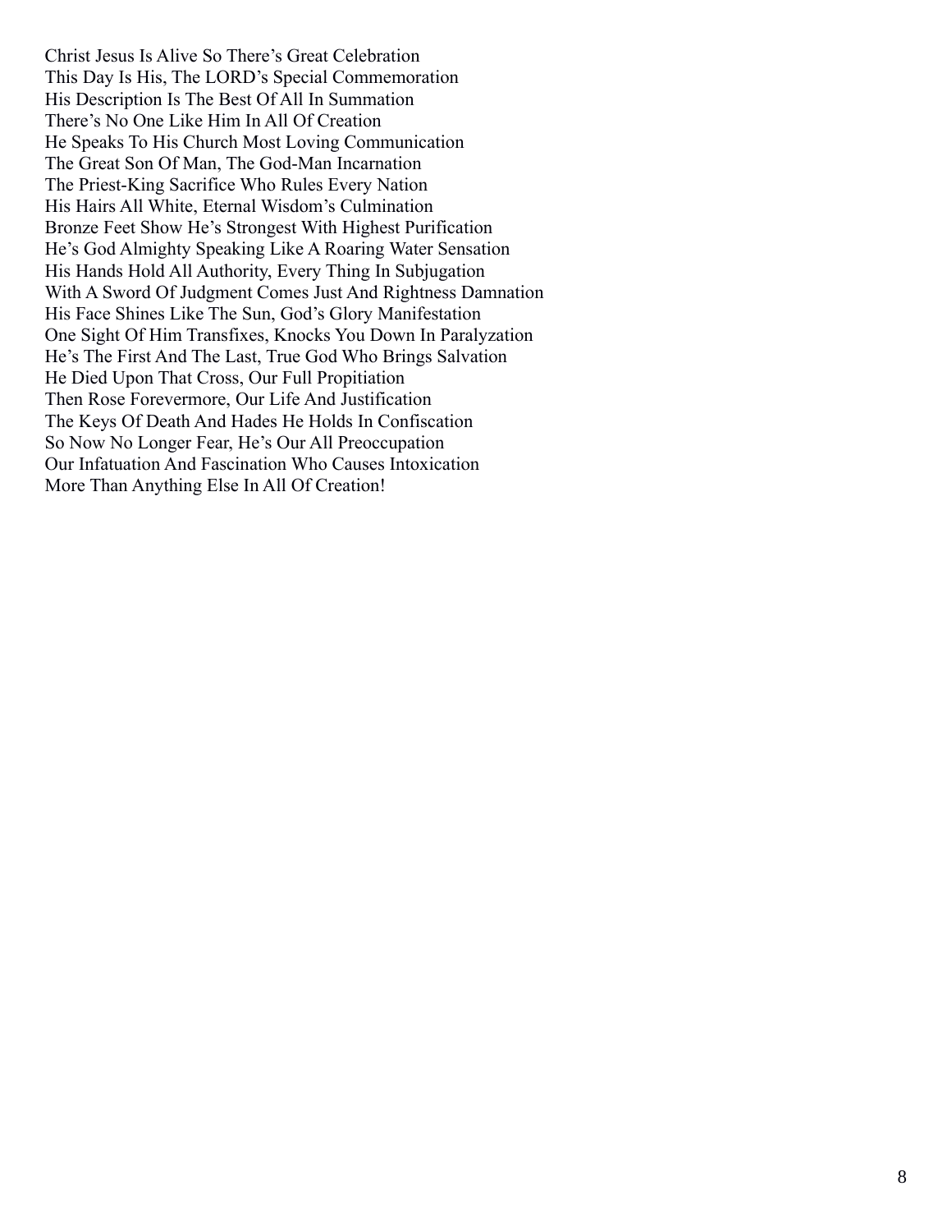Christ Jesus Is Alive So There's Great Celebration
This Day Is His, The LORD's Special Commemoration
His Description Is The Best Of All In Summation
There's No One Like Him In All Of Creation
He Speaks To His Church Most Loving Communication
The Great Son Of Man, The God-Man Incarnation
The Priest-King Sacrifice Who Rules Every Nation
His Hairs All White, Eternal Wisdom's Culmination
Bronze Feet Show He's Strongest With Highest Purification
He's God Almighty Speaking Like A Roaring Water Sensation
His Hands Hold All Authority, Every Thing In Subjugation
With A Sword Of Judgment Comes Just And Rightness Damnation
His Face Shines Like The Sun, God's Glory Manifestation
One Sight Of Him Transfixes, Knocks You Down In Paralyzation
He's The First And The Last, True God Who Brings Salvation
He Died Upon That Cross, Our Full Propitiation
Then Rose Forevermore, Our Life And Justification
The Keys Of Death And Hades He Holds In Confiscation
So Now No Longer Fear, He's Our All Preoccupation
Our Infatuation And Fascination Who Causes Intoxication
More Than Anything Else In All Of Creation!